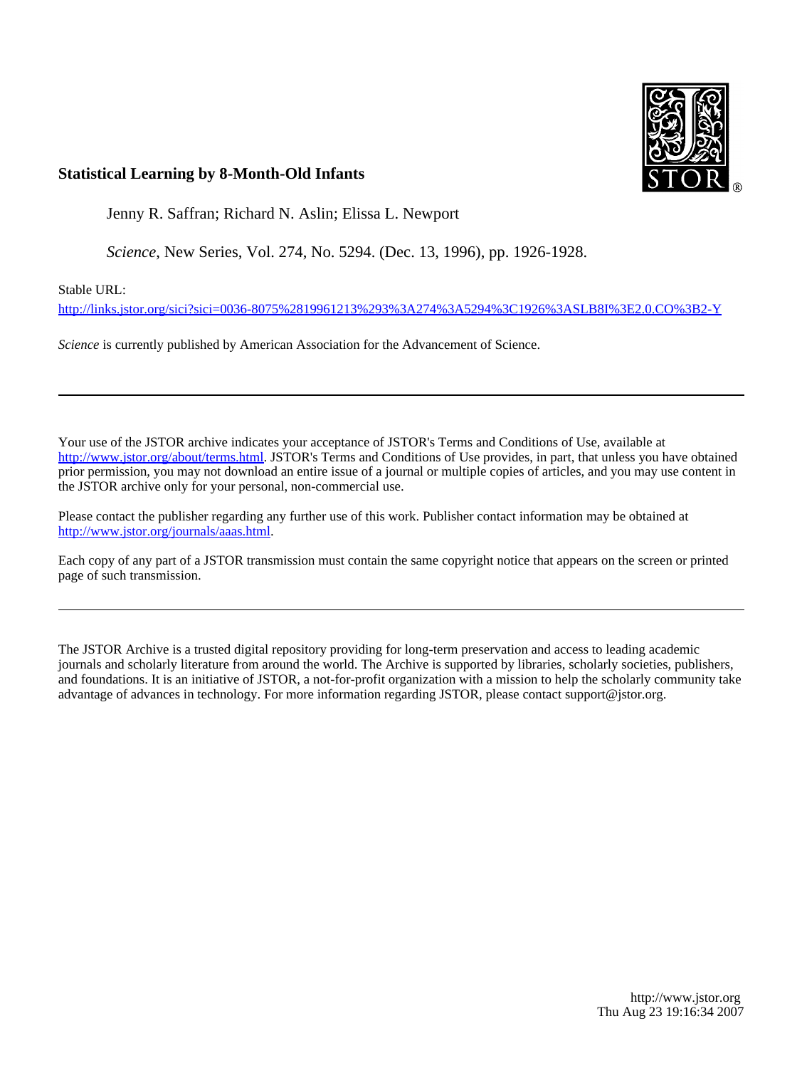**Statistical Learning by 8-Month-Old Infants**

Jenny R. Saffran; Richard N. Aslin; Elissa L. Newport

*Science*, New Series, Vol. 274, No. 5294. (Dec. 13, 1996), pp. 1926-1928.

Stable URL:

http://links.jstor.org/sici?sici=0036-8075%2819961213%293%3A274%3A5294%3C1926%3ASLB8I%3E2.0.CO%3B2-Y

*Science* is currently published by American Association for the Advancement of Science.

---

Your use of the JSTOR archive indicates your acceptance of JSTOR's Terms and Conditions of Use, available at http://www.jstor.org/about/terms.html. JSTOR's Terms and Conditions of Use provides, in part, that unless you have obtained prior permission, you may not download an entire issue of a journal or multiple copies of articles, and you may use content in the JSTOR archive only for your personal, non-commercial use.

Please contact the publisher regarding any further use of this work. Publisher contact information may be obtained at http://www.jstor.org/journals/aaas.html.

Each copy of any part of a JSTOR transmission must contain the same copyright notice that appears on the screen or printed page of such transmission.

---

The JSTOR Archive is a trusted digital repository providing for long-term preservation and access to leading academic journals and scholarly literature from around the world. The Archive is supported by libraries, scholarly societies, publishers, and foundations. It is an initiative of JSTOR, a not-for-profit organization with a mission to help the scholarly community take advantage of advances in technology. For more information regarding JSTOR, please contact support@jstor.org.

http://www.jstor.org
Thu Aug 23 19:16:34 2007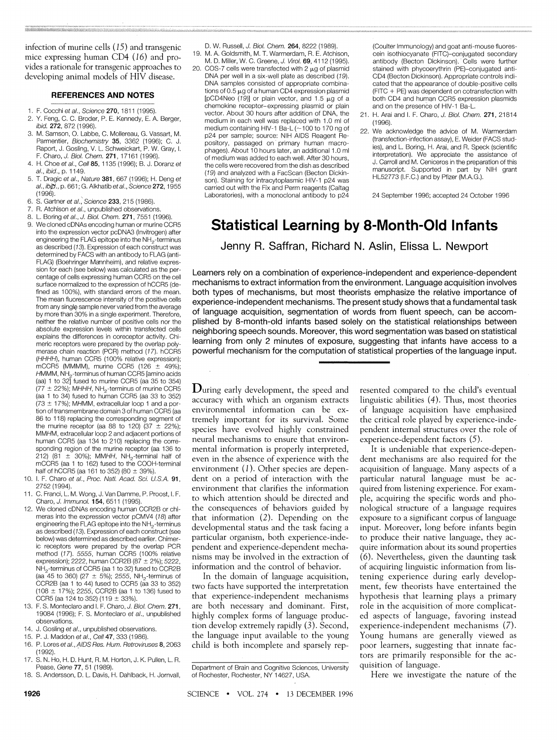infection of murine cells (15) and transgenic mice expressing human CD4 (16) and provides a rationale for transgenic approaches to developing animal models of HIV disease.

### REFERENCES AND NOTES

1. F. Cocchi *et al.*, *Science* **270**, 1811 (1995).
2. Y. Feng, C. C. Broder, P. E. Kennedy, E. A. Berger, *ibid.* **272**, 872 (1996).
3. M. Samson, O. Labbe, C. Mollereau, G. Vassart, M. Parmentier, *Biochemistry* **35**, 3362 (1996); C. J. Raport, J. Gosling, V. L. Schweickart, P. W. Gray, I. F. Charo, *J. Biol. Chem.* **271**, 17161 (1996).
4. H. Choe *et al.*, *Cell* **85**, 1135 (1996); B. J. Doranz *et al.*, *ibid.*, p. 1149.
5. T. Dragic *et al.*, *Nature* **381**, 667 (1996); H. Deng *et al.*, *ibid.*, p. 661; G. Alkhatib *et al.*, *Science* **272**, 1955 (1996).
6. S. Gartner *et al.*, *Science* **233**, 215 (1986).
7. R. Atchison *et al.*, unpublished observations.
8. L. Boring *et al.*, *J. Biol. Chem.* **271**, 7551 (1996).
9. We cloned cDNAs encoding human or murine CCR5 into the expression vector pcDNA3 (Invitrogen) after engineering the FLAG epitope into the $NH_2$-terminus as described (13). Expression of each construct was determined by FACS with an antibody to FLAG (anti-FLAG) (Boehringer Mannheim), and relative expression for each (see below) was calculated as the percentage of cells expressing human CCR5 on the cell surface normalized to the expression of hCCR5 (defined as 100%), with standard errors of the mean. The mean fluorescence intensity of the positive cells from any single sample never varied from the average by more than 30% in a single experiment. Therefore, neither the relative number of positive cells nor the absolute expression levels within transfected cells explains the differences in coreceptor activity. Chimeric receptors were prepared by the overlap polymerase chain reaction (PCR) method (17). hCCR5 (*HHHH*), human CCR5 (100% relative expression); mCCR5 (MMMM), murine CCR5 (126 ± 49%); *H*MMM, $NH_2$-terminus of human CCR5 [amino acids (aa) 1 to 32] fused to murine CCR5 (aa 35 to 354) (77 ± 22%); *M*HHH, $NH_2$-terminus of murine CCR5 (aa 1 to 34) fused to human CCR5 (aa 33 to 352) (73 ± 17%); M*H*MM, extracellular loop 1 and a portion of transmembrane domain 3 of human CCR5 (aa 86 to 118) replacing the corresponding segment of the murine receptor (aa 88 to 120) (37 ± 22%); MM*H*M, extracellular loop 2 and adjacent portions of human CCR5 (aa 134 to 210) replacing the corresponding region of the murine receptor (aa 136 to 212) (81 ± 30%); MM*HH*, $NH_2$-terminal half of mCCR5 (aa 1 to 162) fused to the COOH-terminal half of hCCR5 (aa 161 to 352) (80 ± 39%).
10. I. F. Charo *et al.*, *Proc. Natl. Acad. Sci. U.S.A.* **91**, 2752 (1994).
11. C. Franci, L. M. Wong, J. Van Damme, P. Proost, I. F. Charo, *J. Immunol.* **154**, 6511 (1995).
12. We cloned cDNAs encoding human CCR2B or chimeras into the expression vector pCMV4 (18) after engineering the FLAG epitope into the $NH_2$-terminus as described (13). Expression of each construct (see below) was determined as described earlier. Chimeric receptors were prepared by the overlap PCR method (17). *5555*, human CCR5 (100% relative expression); *2222*, human CCR2B (87 ± 2%); *5222*, $NH_2$-terminus of CCR5 (aa 1 to 32) fused to CCR2B (aa 45 to 360) (27 ± 5%); *2555*, $NH_2$-terminus of CCR2B (aa 1 to 44) fused to CCR5 (aa 33 to 352) (108 ± 17%); *2255*, CCR2B (aa 1 to 136) fused to CCR5 (aa 124 to 352) (119 ± 33%).
13. F. S. Monteclaro and I. F. Charo, *J. Biol. Chem.* **271**, 19084 (1996); F. S. Monteclaro *et al.*, unpublished observations.
14. J. Gosling *et al.*, unpublished observations.
15. P. J. Maddon *et al.*, *Cell* **47**, 333 (1986).
16. P. Lores *et al.*, *AIDS Res. Hum. Retroviruses* **8**, 2063 (1992).
17. S. N. Ho, H. D. Hunt, R. M. Horton, J. K. Pullen, L. R. Pease, *Gene* **77**, 51 (1989).
18. S. Andersson, D. L. Davis, H. Dahlback, H. Jornvall, D. W. Russell, *J. Biol. Chem.* **264**, 8222 (1989).
19. M. A. Goldsmith, M. T. Warmerdam, R. E. Atchison, M. D. Miller, W. C. Greene, *J. Virol.* **69**, 4112 (1995).
20. COS-7 cells were transfected with 2 μg of plasmid DNA per well in a six-well plate as described (19). DNA samples consisted of appropriate combinations of 0.5 μg of a human CD4 expression plasmid [pCD4Neo (19)] or plain vector, and 1.5 μg of a chemokine receptor–expressing plasmid or plain vector. About 30 hours after addition of DNA, the medium in each well was replaced with 1.0 ml of medium containing HIV-1 Ba-L (~100 to 170 ng of p24 per sample; source: NIH AIDS Reagent Repository, passaged on primary human macrophages). About 10 hours later, an additional 1.0 ml of medium was added to each well. After 30 hours, the cells were recovered from the dish as described (19) and analyzed with a FacScan (Becton Dickinson). Staining for intracytoplasmic HIV-1 p24 was carried out with the Fix and Perm reagents (Caltag Laboratories), with a monoclonal antibody to p24 (Coulter Immunology) and goat anti-mouse fluorescein isothiocyanate (FITC)–conjugated secondary antibody (Becton Dickinson). Cells were further stained with phycoerythrin (PE)–conjugated anti-CD4 (Becton Dickinson). Appropriate controls indicated that the appearance of double-positive cells (FITC + PE) was dependent on cotransfection with both CD4 and human CCR5 expression plasmids and on the presence of HIV-1 Ba-L.
21. H. Arai and I. F. Charo, *J. Biol. Chem.* **271**, 21814 (1996).
22. We acknowledge the advice of M. Warmerdam (transfection-infection assay), E. Weider (FACS studies), and L. Boring, H. Arai, and R. Speck (scientific interpretation). We appreciate the assistance of J. Carroll and M. Ceniceros in the preparation of this manuscript. Supported in part by NIH grant HL52773 (I.F.C.) and by Pfizer (M.A.G.).

24 September 1996; accepted 24 October 1996

# Statistical Learning by 8-Month-Old Infants

**Jenny R. Saffran, Richard N. Aslin, Elissa L. Newport**

**Learners rely on a combination of experience-independent and experience-dependent mechanisms to extract information from the environment. Language acquisition involves both types of mechanisms, but most theorists emphasize the relative importance of experience-independent mechanisms. The present study shows that a fundamental task of language acquisition, segmentation of words from fluent speech, can be accomplished by 8-month-old infants based solely on the statistical relationships between neighboring speech sounds. Moreover, this word segmentation was based on statistical learning from only 2 minutes of exposure, suggesting that infants have access to a powerful mechanism for the computation of statistical properties of the language input.**

During early development, the speed and accuracy with which an organism extracts environmental information can be extremely important for its survival. Some species have evolved highly constrained neural mechanisms to ensure that environmental information is properly interpreted, even in the absence of experience with the environment (1). Other species are dependent on a period of interaction with the environment that clarifies the information to which attention should be directed and the consequences of behaviors guided by that information (2). Depending on the developmental status and the task facing a particular organism, both experience-independent and experience-dependent mechanisms may be involved in the extraction of information and the control of behavior.

In the domain of language acquisition, two facts have supported the interpretation that experience-independent mechanisms are both necessary and dominant. First, highly complex forms of language production develop extremely rapidly (3). Second, the language input available to the young child is both incomplete and sparsely represented compared to the child's eventual linguistic abilities (4). Thus, most theories of language acquisition have emphasized the critical role played by experience-independent internal structures over the role of experience-dependent factors (5).

It is undeniable that experience-dependent mechanisms are also required for the acquisition of language. Many aspects of a particular natural language must be acquired from listening experience. For example, acquiring the specific words and phonological structure of a language requires exposure to a significant corpus of language input. Moreover, long before infants begin to produce their native language, they acquire information about its sound properties (6). Nevertheless, given the daunting task of acquiring linguistic information from listening experience during early development, few theorists have entertained the hypothesis that learning plays a primary role in the acquisition of more complicated aspects of language, favoring instead experience-independent mechanisms (7). Young humans are generally viewed as poor learners, suggesting that innate factors are primarily responsible for the acquisition of language.

Here we investigate the nature of the

Department of Brain and Cognitive Sciences, University of Rochester, Rochester, NY 14627, USA.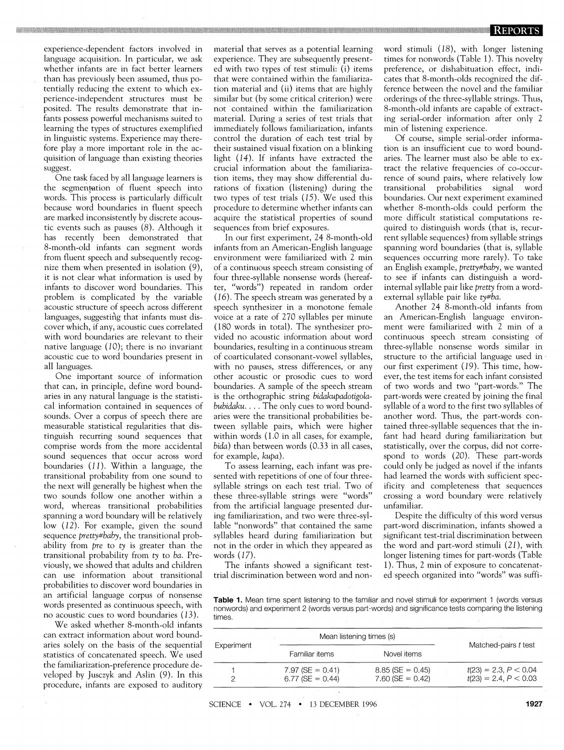experience-dependent factors involved in language acquisition. In particular, we ask whether infants are in fact better learners than has previously been assumed, thus potentially reducing the extent to which experience-independent structures must be posited. The results demonstrate that infants possess powerful mechanisms suited to learning the types of structures exemplified in linguistic systems. Experience may therefore play a more important role in the acquisition of language than existing theories suggest.

One task faced by all language learners is the segmentation of fluent speech into words. This process is particularly difficult because word boundaries in fluent speech are marked inconsistently by discrete acoustic events such as pauses (8). Although it has recently been demonstrated that 8-month-old infants can segment words from fluent speech and subsequently recognize them when presented in isolation (9), it is not clear what information is used by infants to discover word boundaries. This problem is complicated by the variable acoustic structure of speech across different languages, suggesting that infants must discover which, if any, acoustic cues correlated with word boundaries are relevant to their native language (10); there is no invariant acoustic cue to word boundaries present in all languages.

One important source of information that can, in principle, define word boundaries in any natural language is the statistical information contained in sequences of sounds. Over a corpus of speech there are measurable statistical regularities that distinguish recurring sound sequences that comprise words from the more accidental sound sequences that occur across word boundaries (11). Within a language, the transitional probability from one sound to the next will generally be highest when the two sounds follow one another within a word, whereas transitional probabilities spanning a word boundary will be relatively low (12). For example, given the sound sequence *pretty#baby*, the transitional probability from *pre* to *ty* is greater than the transitional probability from *ty* to *ba*. Previously, we showed that adults and children can use information about transitional probabilities to discover word boundaries in an artificial language corpus of nonsense words presented as continuous speech, with no acoustic cues to word boundaries (13).

We asked whether 8-month-old infants can extract information about word boundaries solely on the basis of the sequential statistics of concatenated speech. We used the familiarization-preference procedure developed by Jusczyk and Aslin (9). In this procedure, infants are exposed to auditory material that serves as a potential learning experience. They are subsequently presented with two types of test stimuli: (i) items that were contained within the familiarization material and (ii) items that are highly similar but (by some critical criterion) were not contained within the familiarization material. During a series of test trials that immediately follows familiarization, infants control the duration of each test trial by their sustained visual fixation on a blinking light (14). If infants have extracted the crucial information about the familiarization items, they may show differential durations of fixation (listening) during the two types of test trials (15). We used this procedure to determine whether infants can acquire the statistical properties of sound sequences from brief exposures.

In our first experiment, 24 8-month-old infants from an American-English language environment were familiarized with 2 min of a continuous speech stream consisting of four three-syllable nonsense words (hereafter, "words") repeated in random order (16). The speech stream was generated by a speech synthesizer in a monotone female voice at a rate of 270 syllables per minute (180 words in total). The synthesizer provided no acoustic information about word boundaries, resulting in a continuous stream of coarticulated consonant-vowel syllables, with no pauses, stress differences, or any other acoustic or prosodic cues to word boundaries. A sample of the speech stream is the orthographic string *bidakupadotigolabubidaku*. . . . The only cues to word boundaries were the transitional probabilities between syllable pairs, which were higher within words (1.0 in all cases, for example, *bida*) than between words (0.33 in all cases, for example, *kupa*).

To assess learning, each infant was presented with repetitions of one of four three-syllable strings on each test trial. Two of these three-syllable strings were "words" from the artificial language presented during familiarization, and two were three-syllable "nonwords" that contained the same syllables heard during familiarization but not in the order in which they appeared as words (17).

The infants showed a significant test-trial discrimination between word and nonword stimuli (18), with longer listening times for nonwords (Table 1). This novelty preference, or dishabituation effect, indicates that 8-month-olds recognized the difference between the novel and the familiar orderings of the three-syllable strings. Thus, 8-month-old infants are capable of extracting serial-order information after only 2 min of listening experience.

Of course, simple serial-order information is an insufficient cue to word boundaries. The learner must also be able to extract the relative frequencies of co-occurrence of sound pairs, where relatively low transitional probabilities signal word boundaries. Our next experiment examined whether 8-month-olds could perform the more difficult statistical computations required to distinguish words (that is, recurrent syllable sequences) from syllable strings spanning word boundaries (that is, syllable sequences occurring more rarely). To take an English example, *pretty#baby*, we wanted to see if infants can distinguish a word-internal syllable pair like *pretty* from a word-external syllable pair like *ty#ba*.

Another 24 8-month-old infants from an American-English language environment were familiarized with 2 min of a continuous speech stream consisting of three-syllable nonsense words similar in structure to the artificial language used in our first experiment (19). This time, however, the test items for each infant consisted of two words and two "part-words." The part-words were created by joining the final syllable of a word to the first two syllables of another word. Thus, the part-words contained three-syllable sequences that the infant had heard during familiarization but statistically, over the corpus, did not correspond to words (20). These part-words could only be judged as novel if the infants had learned the words with sufficient specificity and completeness that sequences crossing a word boundary were relatively unfamiliar.

Despite the difficulty of this word versus part-word discrimination, infants showed a significant test-trial discrimination between the word and part-word stimuli (21), with longer listening times for part-words (Table 1). Thus, 2 min of exposure to concatenated speech organized into "words" was suffi-

**Table 1.** Mean time spent listening to the familiar and novel stimuli for experiment 1 (words versus nonwords) and experiment 2 (words versus part-words) and significance tests comparing the listening times.

| Experiment | Mean listening times (s) | | Matched-pairs *t* test |
|---|---|---|---|
| | Familiar items | Novel items | |
| 1 | 7.97 (SE = 0.41) | 8.85 (SE = 0.45) | $t(23) = 2.3, P < 0.04$ |
| 2 | 6.77 (SE = 0.44) | 7.60 (SE = 0.42) | $t(23) = 2.4, P < 0.03$ |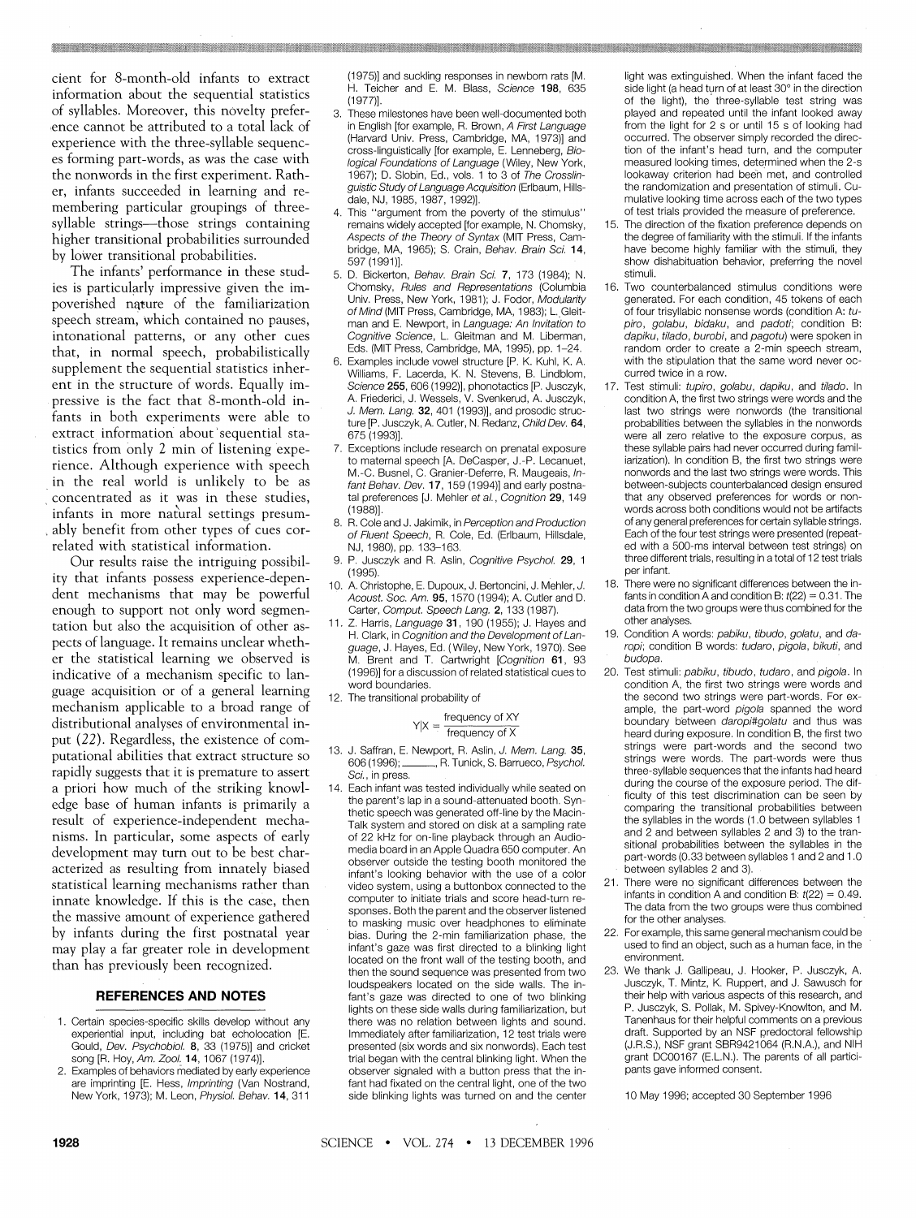cient for 8-month-old infants to extract information about the sequential statistics of syllables. Moreover, this novelty preference cannot be attributed to a total lack of experience with the three-syllable sequences forming part-words, as was the case with the nonwords in the first experiment. Rather, infants succeeded in learning and remembering particular groupings of three-syllable strings—those strings containing higher transitional probabilities surrounded by lower transitional probabilities.

The infants' performance in these studies is particularly impressive given the impoverished nature of the familiarization speech stream, which contained no pauses, intonational patterns, or any other cues that, in normal speech, probabilistically supplement the sequential statistics inherent in the structure of words. Equally impressive is the fact that 8-month-old infants in both experiments were able to extract information about sequential statistics from only 2 min of listening experience. Although experience with speech in the real world is unlikely to be as concentrated as it was in these studies, infants in more natural settings presumably benefit from other types of cues correlated with statistical information.

Our results raise the intriguing possibility that infants possess experience-dependent mechanisms that may be powerful enough to support not only word segmentation but also the acquisition of other aspects of language. It remains unclear whether the statistical learning we observed is indicative of a mechanism specific to language acquisition or of a general learning mechanism applicable to a broad range of distributional analyses of environmental input (22). Regardless, the existence of computational abilities that extract structure so rapidly suggests that it is premature to assert a priori how much of the striking knowledge base of human infants is primarily a result of experience-independent mechanisms. In particular, some aspects of early development may turn out to be best characterized as resulting from innately biased statistical learning mechanisms rather than innate knowledge. If this is the case, then the massive amount of experience gathered by infants during the first postnatal year may play a far greater role in development than has previously been recognized.

## REFERENCES AND NOTES

1. Certain species-specific skills develop without any experiential input, including bat echolocation [E. Gould, *Dev. Psychobiol.* **8**, 33 (1975)] and cricket song [R. Hoy, *Am. Zool.* **14**, 1067 (1974)].
2. Examples of behaviors mediated by early experience are imprinting [E. Hess, *Imprinting* (Van Nostrand, New York, 1973); M. Leon, *Physiol. Behav.* **14**, 311 (1975)] and suckling responses in newborn rats [M. H. Teicher and E. M. Blass, *Science* **198**, 635 (1977)].
3. These milestones have been well-documented both in English [for example, R. Brown, *A First Language* (Harvard Univ. Press, Cambridge, MA, 1973)] and cross-linguistically [for example, E. Lenneberg, *Biological Foundations of Language* (Wiley, New York, 1967); D. Slobin, Ed., vols. 1 to 3 of *The Crosslinguistic Study of Language Acquisition* (Erlbaum, Hillsdale, NJ, 1985, 1987, 1992)].
4. This "argument from the poverty of the stimulus" remains widely accepted [for example, N. Chomsky, *Aspects of the Theory of Syntax* (MIT Press, Cambridge, MA, 1965); S. Crain, *Behav. Brain Sci.* **14**, 597 (1991)].
5. D. Bickerton, *Behav. Brain Sci.* **7**, 173 (1984); N. Chomsky, *Rules and Representations* (Columbia Univ. Press, New York, 1981); J. Fodor, *Modularity of Mind* (MIT Press, Cambridge, MA, 1983); L. Gleitman and E. Newport, in *Language: An Invitation to Cognitive Science*, L. Gleitman and M. Liberman, Eds. (MIT Press, Cambridge, MA, 1995), pp. 1–24.
6. Examples include vowel structure [P. K. Kuhl, K. A. Williams, F. Lacerda, K. N. Stevens, B. Lindblom, *Science* **255**, 606 (1992)], phonotactics [P. Jusczyk, A. Friederici, J. Wessels, V. Svenkerud, A. Jusczyk, *J. Mem. Lang.* **32**, 401 (1993)], and prosodic structure [P. Jusczyk, A. Cutler, N. Redanz, *Child Dev.* **64**, 675 (1993)].
7. Exceptions include research on prenatal exposure to maternal speech [A. DeCasper, J.-P. Lecanuet, M.-C. Busnel, C. Granier-Deferre, R. Maugeais, *Infant Behav. Dev.* **17**, 159 (1994)] and early postnatal preferences [J. Mehler *et al.*, *Cognition* **29**, 149 (1988)].
8. R. Cole and J. Jakimik, in *Perception and Production of Fluent Speech*, R. Cole, Ed. (Erlbaum, Hillsdale, NJ, 1980), pp. 133–163.
9. P. Jusczyk and R. Aslin, *Cognitive Psychol.* **29**, 1 (1995).
10. A. Christophe, E. Dupoux, J. Bertoncini, J. Mehler, *J. Acoust. Soc. Am.* **95**, 1570 (1994); A. Cutler and D. Carter, *Comput. Speech Lang.* **2**, 133 (1987).
11. Z. Harris, *Language* **31**, 190 (1955); J. Hayes and H. Clark, in *Cognition and the Development of Language*, J. Hayes, Ed. (Wiley, New York, 1970). See M. Brent and T. Cartwright [*Cognition* **61**, 93 (1996)] for a discussion of related statistical cues to word boundaries.
12. The transitional probability of

$$Y|X = \frac{\text{frequency of XY}}{\text{frequency of X}}$$

13. J. Saffran, E. Newport, R. Aslin, *J. Mem. Lang.* **35**, 606 (1996); ______, R. Tunick, S. Barrueco, *Psychol. Sci.*, in press.
14. Each infant was tested individually while seated on the parent's lap in a sound-attenuated booth. Synthetic speech was generated off-line by the MacinTalk system and stored on disk at a sampling rate of 22 kHz for on-line playback through an Audiomedia board in an Apple Quadra 650 computer. An observer outside the testing booth monitored the infant's looking behavior with the use of a color video system, using a buttonbox connected to the computer to initiate trials and score head-turn responses. Both the parent and the observer listened to masking music over headphones to eliminate bias. During the 2-min familiarization phase, the infant's gaze was first directed to a blinking light located on the front wall of the testing booth, and then the sound sequence was presented from two loudspeakers located on the side walls. The infant's gaze was directed to one of two blinking lights on these side walls during familiarization, but there was no relation between lights and sound. Immediately after familiarization, 12 test trials were presented (six words and six nonwords). Each test trial began with the central blinking light. When the observer signaled with a button press that the infant had fixated on the central light, one of the two side blinking lights was turned on and the center light was extinguished. When the infant faced the side light (a head turn of at least 30° in the direction of the light), the three-syllable test string was played and repeated until the infant looked away from the light for 2 s or until 15 s of looking had occurred. The observer simply recorded the direction of the infant's head turn, and the computer measured looking times, determined when the 2-s lookaway criterion had been met, and controlled the randomization and presentation of stimuli. Cumulative looking time across each of the two types of test trials provided the measure of preference.
15. The direction of the fixation preference depends on the degree of familiarity with the stimuli. If the infants have become highly familiar with the stimuli, they show dishabituation behavior, preferring the novel stimuli.
16. Two counterbalanced stimulus conditions were generated. For each condition, 45 tokens of each of four trisyllabic nonsense words (condition A: *tupiro*, *golabu*, *bidaku*, and *padoti*; condition B: *dapiku*, *tilado*, *burobi*, and *pagotu*) were spoken in random order to create a 2-min speech stream, with the stipulation that the same word never occurred twice in a row.
17. Test stimuli: *tupiro*, *golabu*, *dapiku*, and *tilado*. In condition A, the first two strings were words and the last two strings were nonwords (the transitional probabilities between the syllables in the nonwords were all zero relative to the exposure corpus, as these syllable pairs had never occurred during familiarization). In condition B, the first two strings were nonwords and the last two strings were words. This between-subjects counterbalanced design ensured that any observed preferences for words or nonwords across both conditions would not be artifacts of any general preferences for certain syllable strings. Each of the four test strings were presented (repeated with a 500-ms interval between test strings) on three different trials, resulting in a total of 12 test trials per infant.
18. There were no significant differences between the infants in condition A and condition B: $t(22) = 0.31$. The data from the two groups were thus combined for the other analyses.
19. Condition A words: *pabiku*, *tibudo*, *golatu*, and *daropi*; condition B words: *tudaro*, *pigola*, *bikuti*, and *budopa*.
20. Test stimuli: *pabiku*, *tibudo*, *tudaro*, and *pigola*. In condition A, the first two strings were words and the second two strings were part-words. For example, the part-word *pigola* spanned the word boundary between *daropi#golatu* and thus was heard during exposure. In condition B, the first two strings were part-words and the second two strings were words. The part-words were thus three-syllable sequences that the infants had heard during the course of the exposure period. The difficulty of this test discrimination can be seen by comparing the transitional probabilities between the syllables in the words (1.0 between syllables 1 and 2 and between syllables 2 and 3) to the transitional probabilities between the syllables in the part-words (0.33 between syllables 1 and 2 and 1.0 between syllables 2 and 3).
21. There were no significant differences between the infants in condition A and condition B: $t(22) = 0.49$. The data from the two groups were thus combined for the other analyses.
22. For example, this same general mechanism could be used to find an object, such as a human face, in the environment.
23. We thank J. Gallipeau, J. Hooker, P. Jusczyk, A. Jusczyk, T. Mintz, K. Ruppert, and J. Sawusch for their help with various aspects of this research, and P. Jusczyk, S. Pollak, M. Spivey-Knowlton, and M. Tanenhaus for their helpful comments on a previous draft. Supported by an NSF predoctoral fellowship (J.R.S.), NSF grant SBR9421064 (R.N.A.), and NIH grant DC00167 (E.L.N.). The parents of all participants gave informed consent.

10 May 1996; accepted 30 September 1996